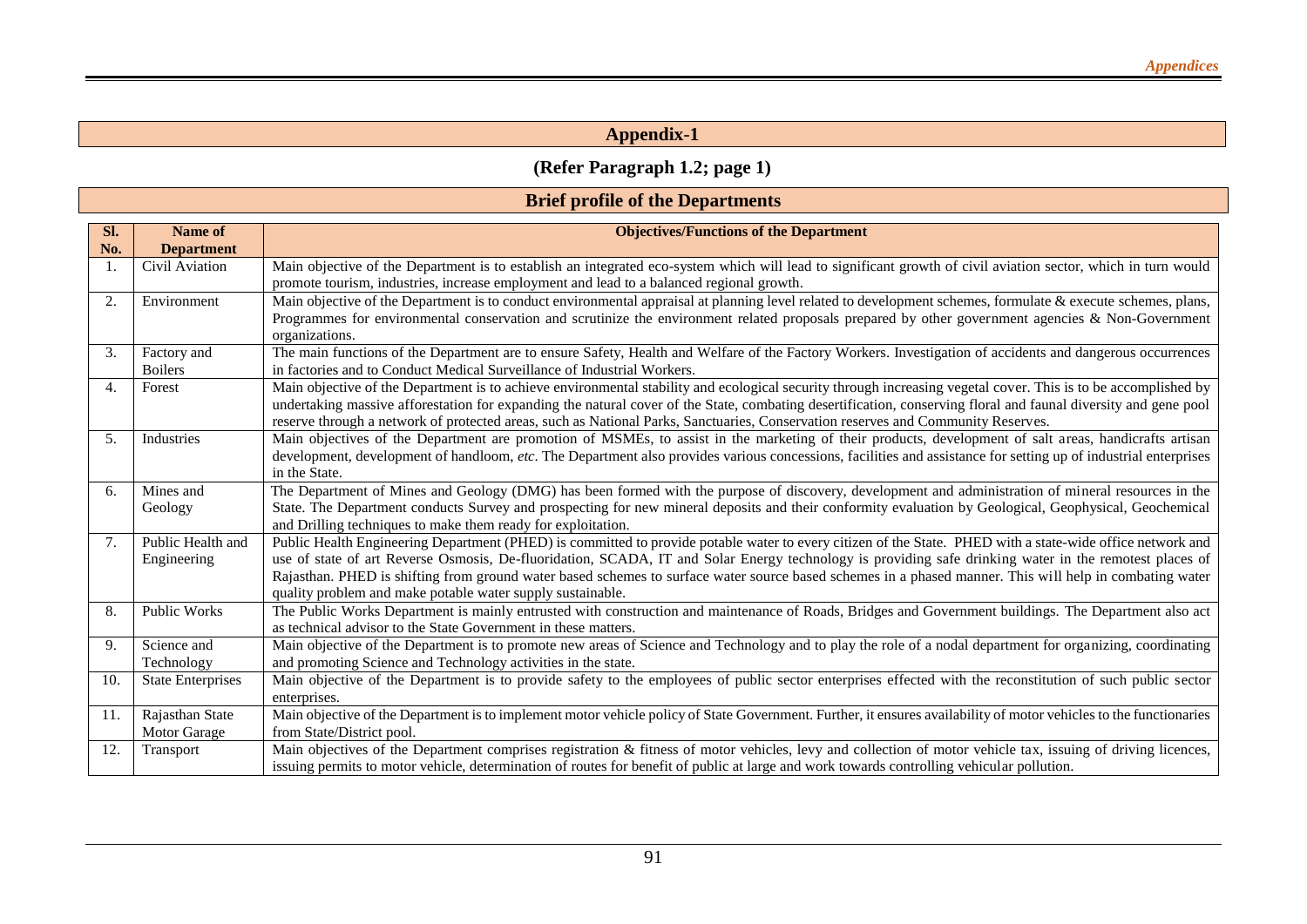# Appendix-1

**(Refer Paragraph 1.2; page 1)**

## Brief profile of the Departments

| Sl. No. | Name of Department | Objectives/Functions of the Department |
|---|---|---|
| 1. | Civil Aviation | Main objective of the Department is to establish an integrated eco-system which will lead to significant growth of civil aviation sector, which in turn would promote tourism, industries, increase employment and lead to a balanced regional growth. |
| 2. | Environment | Main objective of the Department is to conduct environmental appraisal at planning level related to development schemes, formulate & execute schemes, plans, Programmes for environmental conservation and scrutinize the environment related proposals prepared by other government agencies & Non-Government organizations. |
| 3. | Factory and Boilers | The main functions of the Department are to ensure Safety, Health and Welfare of the Factory Workers. Investigation of accidents and dangerous occurrences in factories and to Conduct Medical Surveillance of Industrial Workers. |
| 4. | Forest | Main objective of the Department is to achieve environmental stability and ecological security through increasing vegetal cover. This is to be accomplished by undertaking massive afforestation for expanding the natural cover of the State, combating desertification, conserving floral and faunal diversity and gene pool reserve through a network of protected areas, such as National Parks, Sanctuaries, Conservation reserves and Community Reserves. |
| 5. | Industries | Main objectives of the Department are promotion of MSMEs, to assist in the marketing of their products, development of salt areas, handicrafts artisan development, development of handloom, *etc*. The Department also provides various concessions, facilities and assistance for setting up of industrial enterprises in the State. |
| 6. | Mines and Geology | The Department of Mines and Geology (DMG) has been formed with the purpose of discovery, development and administration of mineral resources in the State. The Department conducts Survey and prospecting for new mineral deposits and their conformity evaluation by Geological, Geophysical, Geochemical and Drilling techniques to make them ready for exploitation. |
| 7. | Public Health and Engineering | Public Health Engineering Department (PHED) is committed to provide potable water to every citizen of the State. PHED with a state-wide office network and use of state of art Reverse Osmosis, De-fluoridation, SCADA, IT and Solar Energy technology is providing safe drinking water in the remotest places of Rajasthan. PHED is shifting from ground water based schemes to surface water source based schemes in a phased manner. This will help in combating water quality problem and make potable water supply sustainable. |
| 8. | Public Works | The Public Works Department is mainly entrusted with construction and maintenance of Roads, Bridges and Government buildings. The Department also act as technical advisor to the State Government in these matters. |
| 9. | Science and Technology | Main objective of the Department is to promote new areas of Science and Technology and to play the role of a nodal department for organizing, coordinating and promoting Science and Technology activities in the state. |
| 10. | State Enterprises | Main objective of the Department is to provide safety to the employees of public sector enterprises effected with the reconstitution of such public sector enterprises. |
| 11. | Rajasthan State Motor Garage | Main objective of the Department is to implement motor vehicle policy of State Government. Further, it ensures availability of motor vehicles to the functionaries from State/District pool. |
| 12. | Transport | Main objectives of the Department comprises registration & fitness of motor vehicles, levy and collection of motor vehicle tax, issuing of driving licences, issuing permits to motor vehicle, determination of routes for benefit of public at large and work towards controlling vehicular pollution. |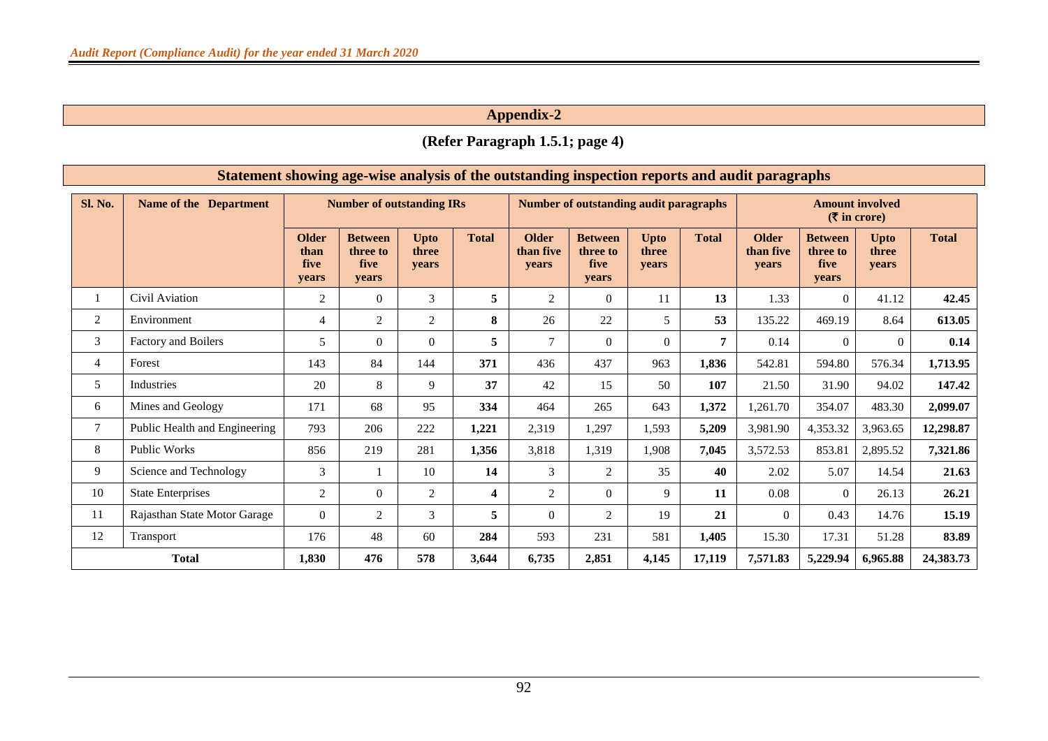## Appendix-2

**(Refer Paragraph 1.5.1; page 4)**

### Statement showing age-wise analysis of the outstanding inspection reports and audit paragraphs

| Sl. No. | Name of the Department | Number of outstanding IRs | | | | Number of outstanding audit paragraphs | | | | Amount involved (₹ in crore) | | | |
|---|---|---|---|---|---|---|---|---|---|---|---|---|---|
| | | Older than five years | Between three to five years | Upto three years | Total | Older than five years | Between three to five years | Upto three years | Total | Older than five years | Between three to five years | Upto three years | Total |
| 1 | Civil Aviation | 2 | 0 | 3 | **5** | 2 | 0 | 11 | **13** | 1.33 | 0 | 41.12 | **42.45** |
| 2 | Environment | 4 | 2 | 2 | **8** | 26 | 22 | 5 | **53** | 135.22 | 469.19 | 8.64 | **613.05** |
| 3 | Factory and Boilers | 5 | 0 | 0 | **5** | 7 | 0 | 0 | **7** | 0.14 | 0 | 0 | **0.14** |
| 4 | Forest | 143 | 84 | 144 | **371** | 436 | 437 | 963 | **1,836** | 542.81 | 594.80 | 576.34 | **1,713.95** |
| 5 | Industries | 20 | 8 | 9 | **37** | 42 | 15 | 50 | **107** | 21.50 | 31.90 | 94.02 | **147.42** |
| 6 | Mines and Geology | 171 | 68 | 95 | **334** | 464 | 265 | 643 | **1,372** | 1,261.70 | 354.07 | 483.30 | **2,099.07** |
| 7 | Public Health and Engineering | 793 | 206 | 222 | **1,221** | 2,319 | 1,297 | 1,593 | **5,209** | 3,981.90 | 4,353.32 | 3,963.65 | **12,298.87** |
| 8 | Public Works | 856 | 219 | 281 | **1,356** | 3,818 | 1,319 | 1,908 | **7,045** | 3,572.53 | 853.81 | 2,895.52 | **7,321.86** |
| 9 | Science and Technology | 3 | 1 | 10 | **14** | 3 | 2 | 35 | **40** | 2.02 | 5.07 | 14.54 | **21.63** |
| 10 | State Enterprises | 2 | 0 | 2 | **4** | 2 | 0 | 9 | **11** | 0.08 | 0 | 26.13 | **26.21** |
| 11 | Rajasthan State Motor Garage | 0 | 2 | 3 | **5** | 0 | 2 | 19 | **21** | 0 | 0.43 | 14.76 | **15.19** |
| 12 | Transport | 176 | 48 | 60 | **284** | 593 | 231 | 581 | **1,405** | 15.30 | 17.31 | 51.28 | **83.89** |
| **Total** | | **1,830** | **476** | **578** | **3,644** | **6,735** | **2,851** | **4,145** | **17,119** | **7,571.83** | **5,229.94** | **6,965.88** | **24,383.73** |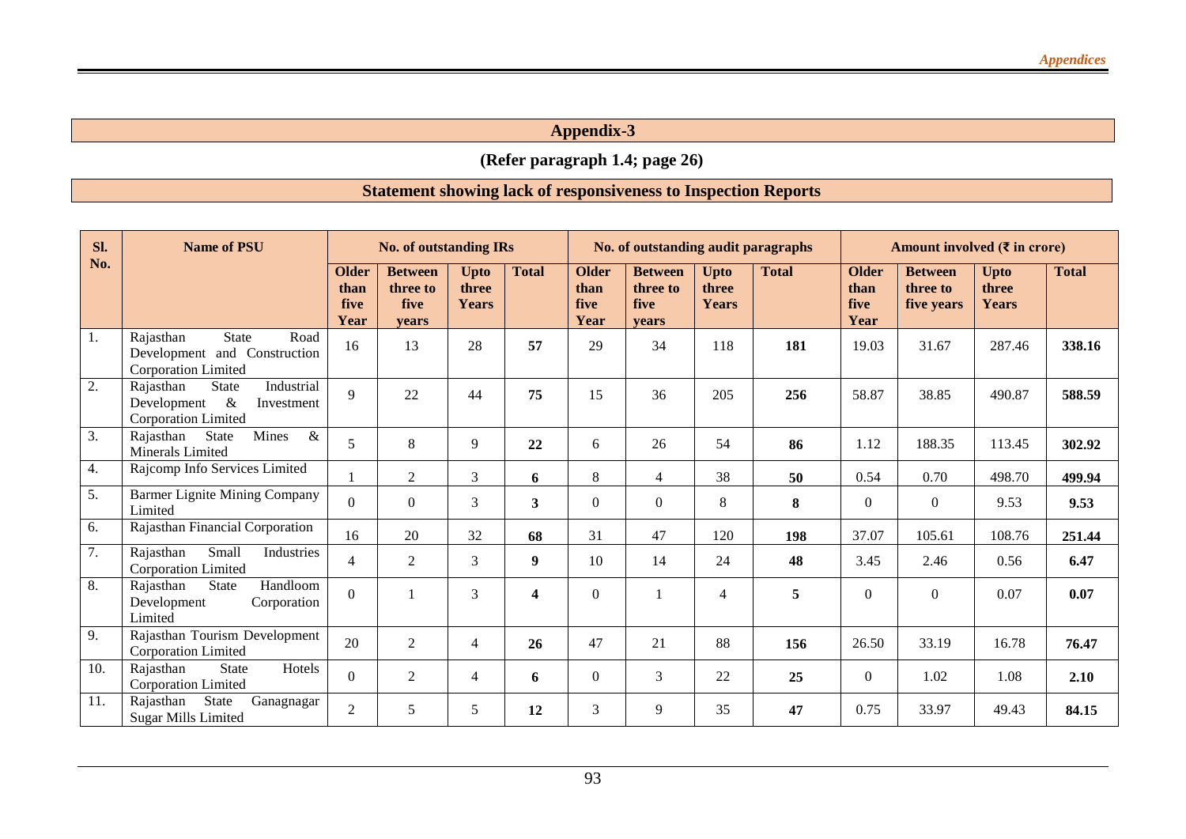## Appendix-3

**(Refer paragraph 1.4; page 26)**

### Statement showing lack of responsiveness to Inspection Reports

| Sl. No. | Name of PSU | No. of outstanding IRs | | | | No. of outstanding audit paragraphs | | | | Amount involved (₹ in crore) | | | |
|---|---|---|---|---|---|---|---|---|---|---|---|---|---|
| | | Older than five Year | Between three to five years | Upto three Years | Total | Older than five Year | Between three to five years | Upto three Years | Total | Older than five Year | Between three to five years | Upto three Years | Total |
| 1. | Rajasthan State Road Development and Construction Corporation Limited | 16 | 13 | 28 | **57** | 29 | 34 | 118 | **181** | 19.03 | 31.67 | 287.46 | **338.16** |
| 2. | Rajasthan State Industrial Development & Investment Corporation Limited | 9 | 22 | 44 | **75** | 15 | 36 | 205 | **256** | 58.87 | 38.85 | 490.87 | **588.59** |
| 3. | Rajasthan State Mines & Minerals Limited | 5 | 8 | 9 | **22** | 6 | 26 | 54 | **86** | 1.12 | 188.35 | 113.45 | **302.92** |
| 4. | Rajcomp Info Services Limited | 1 | 2 | 3 | **6** | 8 | 4 | 38 | **50** | 0.54 | 0.70 | 498.70 | **499.94** |
| 5. | Barmer Lignite Mining Company Limited | 0 | 0 | 3 | **3** | 0 | 0 | 8 | **8** | 0 | 0 | 9.53 | **9.53** |
| 6. | Rajasthan Financial Corporation | 16 | 20 | 32 | **68** | 31 | 47 | 120 | **198** | 37.07 | 105.61 | 108.76 | **251.44** |
| 7. | Rajasthan Small Industries Corporation Limited | 4 | 2 | 3 | **9** | 10 | 14 | 24 | **48** | 3.45 | 2.46 | 0.56 | **6.47** |
| 8. | Rajasthan State Handloom Development Corporation Limited | 0 | 1 | 3 | **4** | 0 | 1 | 4 | **5** | 0 | 0 | 0.07 | **0.07** |
| 9. | Rajasthan Tourism Development Corporation Limited | 20 | 2 | 4 | **26** | 47 | 21 | 88 | **156** | 26.50 | 33.19 | 16.78 | **76.47** |
| 10. | Rajasthan State Hotels Corporation Limited | 0 | 2 | 4 | **6** | 0 | 3 | 22 | **25** | 0 | 1.02 | 1.08 | **2.10** |
| 11. | Rajasthan State Ganagnagar Sugar Mills Limited | 2 | 5 | 5 | **12** | 3 | 9 | 35 | **47** | 0.75 | 33.97 | 49.43 | **84.15** |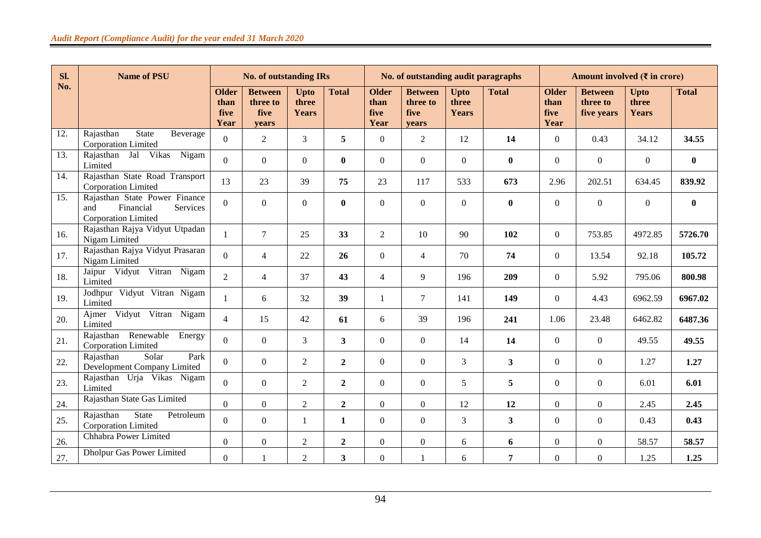| Sl. No. | Name of PSU | No. of outstanding IRs | | | | No. of outstanding audit paragraphs | | | | Amount involved (₹ in crore) | | | |
|---|---|---|---|---|---|---|---|---|---|---|---|---|---|
| | | Older than five Year | Between three to five years | Upto three Years | Total | Older than five Year | Between three to five years | Upto three Years | Total | Older than five Year | Between three to five years | Upto three Years | Total |
| 12. | Rajasthan State Beverage Corporation Limited | 0 | 2 | 3 | **5** | 0 | 2 | 12 | **14** | 0 | 0.43 | 34.12 | **34.55** |
| 13. | Rajasthan Jal Vikas Nigam Limited | 0 | 0 | 0 | **0** | 0 | 0 | 0 | **0** | 0 | 0 | 0 | **0** |
| 14. | Rajasthan State Road Transport Corporation Limited | 13 | 23 | 39 | **75** | 23 | 117 | 533 | **673** | 2.96 | 202.51 | 634.45 | **839.92** |
| 15. | Rajasthan State Power Finance and Financial Services Corporation Limited | 0 | 0 | 0 | **0** | 0 | 0 | 0 | **0** | 0 | 0 | 0 | **0** |
| 16. | Rajasthan Rajya Vidyut Utpadan Nigam Limited | 1 | 7 | 25 | **33** | 2 | 10 | 90 | **102** | 0 | 753.85 | 4972.85 | **5726.70** |
| 17. | Rajasthan Rajya Vidyut Prasaran Nigam Limited | 0 | 4 | 22 | **26** | 0 | 4 | 70 | **74** | 0 | 13.54 | 92.18 | **105.72** |
| 18. | Jaipur Vidyut Vitran Nigam Limited | 2 | 4 | 37 | **43** | 4 | 9 | 196 | **209** | 0 | 5.92 | 795.06 | **800.98** |
| 19. | Jodhpur Vidyut Vitran Nigam Limited | 1 | 6 | 32 | **39** | 1 | 7 | 141 | **149** | 0 | 4.43 | 6962.59 | **6967.02** |
| 20. | Ajmer Vidyut Vitran Nigam Limited | 4 | 15 | 42 | **61** | 6 | 39 | 196 | **241** | 1.06 | 23.48 | 6462.82 | **6487.36** |
| 21. | Rajasthan Renewable Energy Corporation Limited | 0 | 0 | 3 | **3** | 0 | 0 | 14 | **14** | 0 | 0 | 49.55 | **49.55** |
| 22. | Rajasthan Solar Park Development Company Limited | 0 | 0 | 2 | **2** | 0 | 0 | 3 | **3** | 0 | 0 | 1.27 | **1.27** |
| 23. | Rajasthan Urja Vikas Nigam Limited | 0 | 0 | 2 | **2** | 0 | 0 | 5 | **5** | 0 | 0 | 6.01 | **6.01** |
| 24. | Rajasthan State Gas Limited | 0 | 0 | 2 | **2** | 0 | 0 | 12 | **12** | 0 | 0 | 2.45 | **2.45** |
| 25. | Rajasthan State Petroleum Corporation Limited | 0 | 0 | 1 | **1** | 0 | 0 | 3 | **3** | 0 | 0 | 0.43 | **0.43** |
| 26. | Chhabra Power Limited | 0 | 0 | 2 | **2** | 0 | 0 | 6 | **6** | 0 | 0 | 58.57 | **58.57** |
| 27. | Dholpur Gas Power Limited | 0 | 1 | 2 | **3** | 0 | 1 | 6 | **7** | 0 | 0 | 1.25 | **1.25** |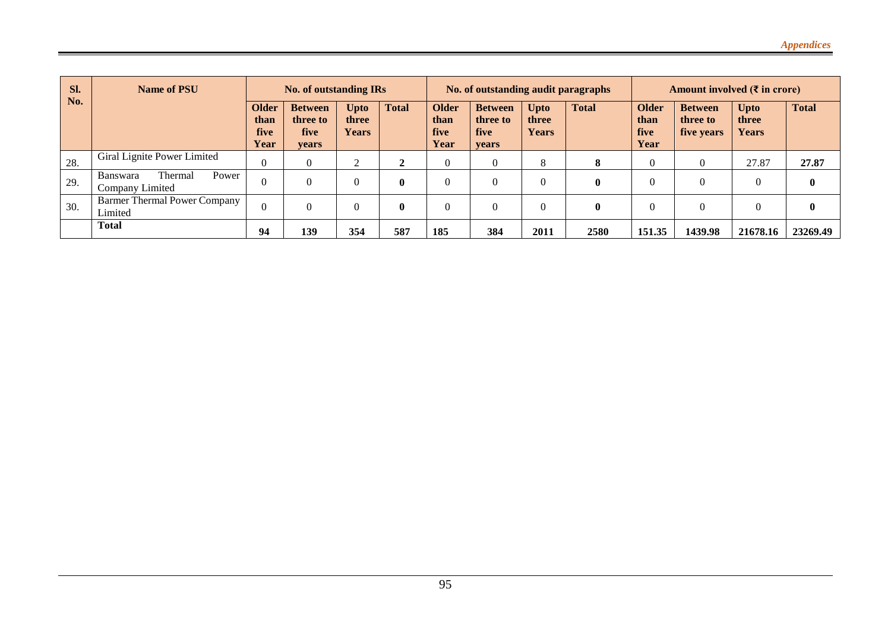| Sl. No. | Name of PSU | No. of outstanding IRs | | | | No. of outstanding audit paragraphs | | | | Amount involved (₹ in crore) | | | |
|---|---|---|---|---|---|---|---|---|---|---|---|---|---|
| | | **Older than five Year** | **Between three to five years** | **Upto three Years** | **Total** | **Older than five Year** | **Between three to five years** | **Upto three Years** | **Total** | **Older than five Year** | **Between three to five years** | **Upto three Years** | **Total** |
| 28. | Giral Lignite Power Limited | 0 | 0 | 2 | **2** | 0 | 0 | 8 | **8** | 0 | 0 | 27.87 | **27.87** |
| 29. | Banswara Thermal Power Company Limited | 0 | 0 | 0 | **0** | 0 | 0 | 0 | **0** | 0 | 0 | 0 | **0** |
| 30. | Barmer Thermal Power Company Limited | 0 | 0 | 0 | **0** | 0 | 0 | 0 | **0** | 0 | 0 | 0 | **0** |
| | **Total** | **94** | **139** | **354** | **587** | **185** | **384** | **2011** | **2580** | **151.35** | **1439.98** | **21678.16** | **23269.49** |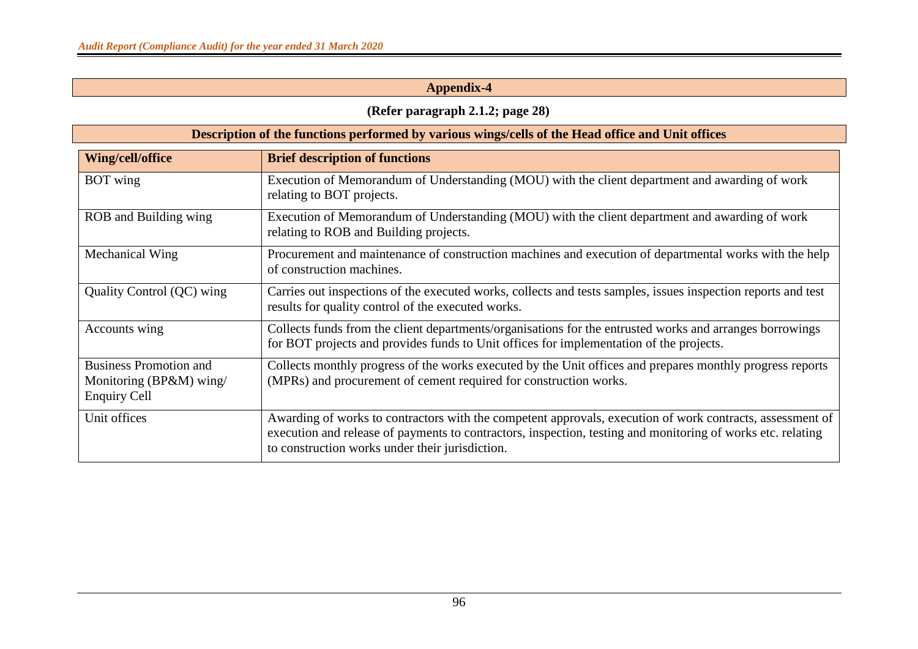## Appendix-4

**(Refer paragraph 2.1.2; page 28)**

**Description of the functions performed by various wings/cells of the Head office and Unit offices**

| Wing/cell/office | Brief description of functions |
|---|---|
| BOT wing | Execution of Memorandum of Understanding (MOU) with the client department and awarding of work relating to BOT projects. |
| ROB and Building wing | Execution of Memorandum of Understanding (MOU) with the client department and awarding of work relating to ROB and Building projects. |
| Mechanical Wing | Procurement and maintenance of construction machines and execution of departmental works with the help of construction machines. |
| Quality Control (QC) wing | Carries out inspections of the executed works, collects and tests samples, issues inspection reports and test results for quality control of the executed works. |
| Accounts wing | Collects funds from the client departments/organisations for the entrusted works and arranges borrowings for BOT projects and provides funds to Unit offices for implementation of the projects. |
| Business Promotion and Monitoring (BP&M) wing/ Enquiry Cell | Collects monthly progress of the works executed by the Unit offices and prepares monthly progress reports (MPRs) and procurement of cement required for construction works. |
| Unit offices | Awarding of works to contractors with the competent approvals, execution of work contracts, assessment of execution and release of payments to contractors, inspection, testing and monitoring of works etc. relating to construction works under their jurisdiction. |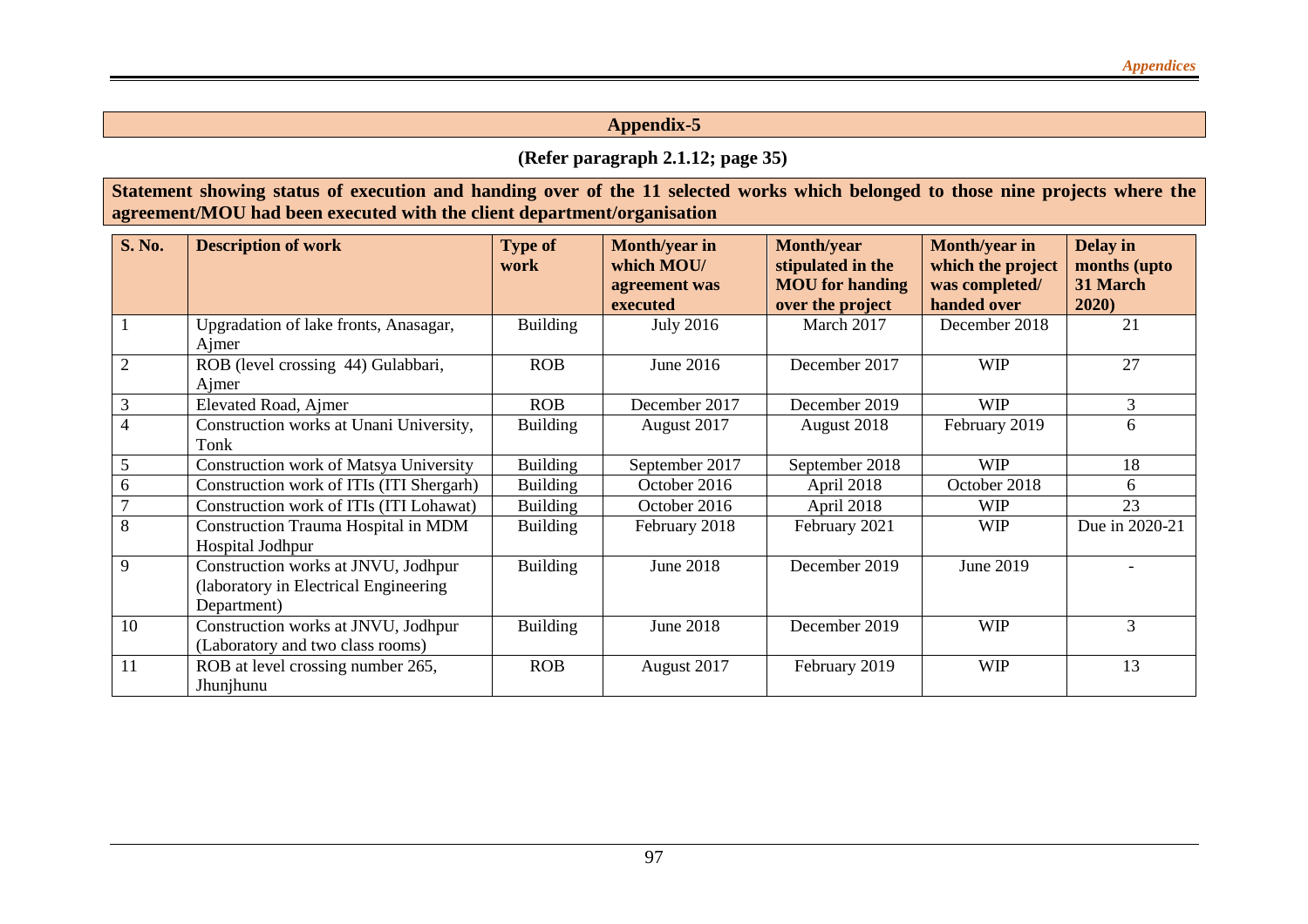## Appendix-5

**(Refer paragraph 2.1.12; page 35)**

**Statement showing status of execution and handing over of the 11 selected works which belonged to those nine projects where the agreement/MOU had been executed with the client department/organisation**

| S. No. | Description of work | Type of work | Month/year in which MOU/ agreement was executed | Month/year stipulated in the MOU for handing over the project | Month/year in which the project was completed/ handed over | Delay in months (upto 31 March 2020) |
|---|---|---|---|---|---|---|
| 1 | Upgradation of lake fronts, Anasagar, Ajmer | Building | July 2016 | March 2017 | December 2018 | 21 |
| 2 | ROB (level crossing 44) Gulabbari, Ajmer | ROB | June 2016 | December 2017 | WIP | 27 |
| 3 | Elevated Road, Ajmer | ROB | December 2017 | December 2019 | WIP | 3 |
| 4 | Construction works at Unani University, Tonk | Building | August 2017 | August 2018 | February 2019 | 6 |
| 5 | Construction work of Matsya University | Building | September 2017 | September 2018 | WIP | 18 |
| 6 | Construction work of ITIs (ITI Shergarh) | Building | October 2016 | April 2018 | October 2018 | 6 |
| 7 | Construction work of ITIs (ITI Lohawat) | Building | October 2016 | April 2018 | WIP | 23 |
| 8 | Construction Trauma Hospital in MDM Hospital Jodhpur | Building | February 2018 | February 2021 | WIP | Due in 2020-21 |
| 9 | Construction works at JNVU, Jodhpur (laboratory in Electrical Engineering Department) | Building | June 2018 | December 2019 | June 2019 | - |
| 10 | Construction works at JNVU, Jodhpur (Laboratory and two class rooms) | Building | June 2018 | December 2019 | WIP | 3 |
| 11 | ROB at level crossing number 265, Jhunjhunu | ROB | August 2017 | February 2019 | WIP | 13 |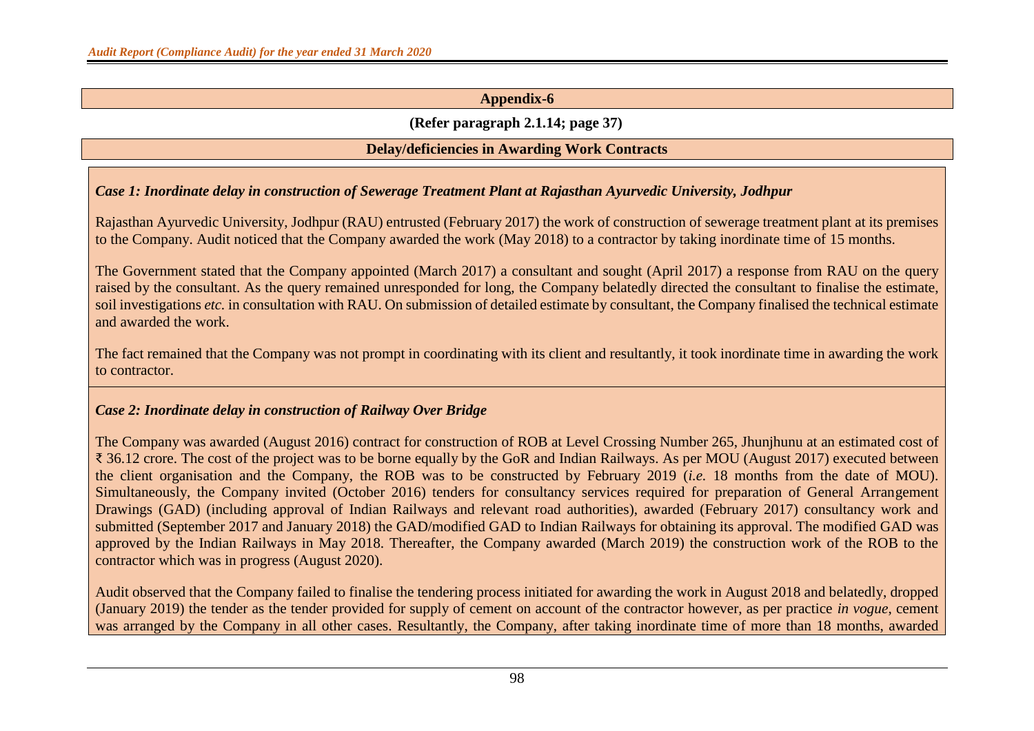## Appendix-6

**(Refer paragraph 2.1.14; page 37)**

**Delay/deficiencies in Awarding Work Contracts**

***Case 1: Inordinate delay in construction of Sewerage Treatment Plant at Rajasthan Ayurvedic University, Jodhpur***

Rajasthan Ayurvedic University, Jodhpur (RAU) entrusted (February 2017) the work of construction of sewerage treatment plant at its premises to the Company. Audit noticed that the Company awarded the work (May 2018) to a contractor by taking inordinate time of 15 months.

The Government stated that the Company appointed (March 2017) a consultant and sought (April 2017) a response from RAU on the query raised by the consultant. As the query remained unresponded for long, the Company belatedly directed the consultant to finalise the estimate, soil investigations *etc.* in consultation with RAU. On submission of detailed estimate by consultant, the Company finalised the technical estimate and awarded the work.

The fact remained that the Company was not prompt in coordinating with its client and resultantly, it took inordinate time in awarding the work to contractor.

***Case 2: Inordinate delay in construction of Railway Over Bridge***

The Company was awarded (August 2016) contract for construction of ROB at Level Crossing Number 265, Jhunjhunu at an estimated cost of ₹ 36.12 crore. The cost of the project was to be borne equally by the GoR and Indian Railways. As per MOU (August 2017) executed between the client organisation and the Company, the ROB was to be constructed by February 2019 (*i.e.* 18 months from the date of MOU). Simultaneously, the Company invited (October 2016) tenders for consultancy services required for preparation of General Arrangement Drawings (GAD) (including approval of Indian Railways and relevant road authorities), awarded (February 2017) consultancy work and submitted (September 2017 and January 2018) the GAD/modified GAD to Indian Railways for obtaining its approval. The modified GAD was approved by the Indian Railways in May 2018. Thereafter, the Company awarded (March 2019) the construction work of the ROB to the contractor which was in progress (August 2020).

Audit observed that the Company failed to finalise the tendering process initiated for awarding the work in August 2018 and belatedly, dropped (January 2019) the tender as the tender provided for supply of cement on account of the contractor however, as per practice *in vogue*, cement was arranged by the Company in all other cases. Resultantly, the Company, after taking inordinate time of more than 18 months, awarded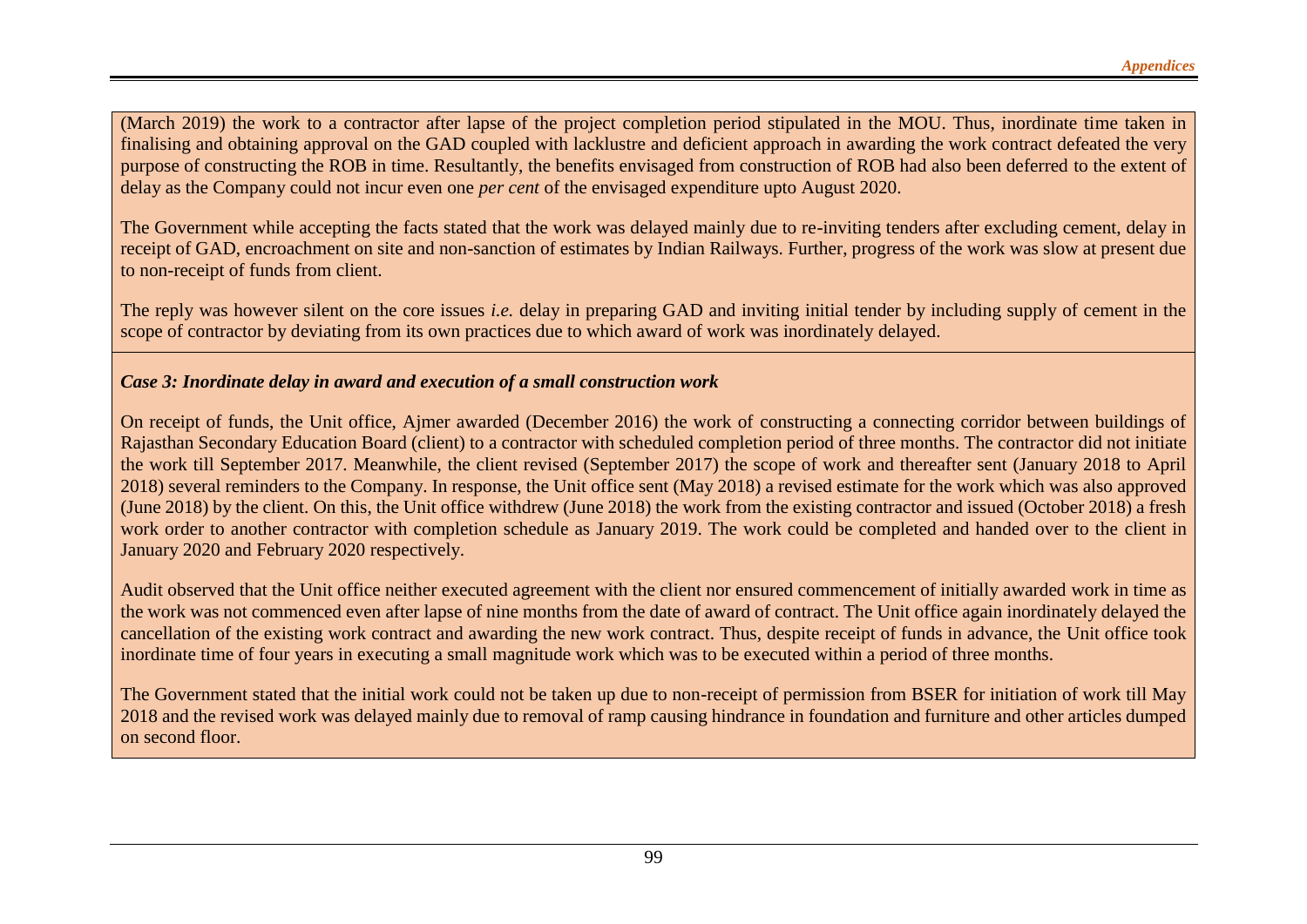(March 2019) the work to a contractor after lapse of the project completion period stipulated in the MOU. Thus, inordinate time taken in finalising and obtaining approval on the GAD coupled with lacklustre and deficient approach in awarding the work contract defeated the very purpose of constructing the ROB in time. Resultantly, the benefits envisaged from construction of ROB had also been deferred to the extent of delay as the Company could not incur even one *per cent* of the envisaged expenditure upto August 2020.

The Government while accepting the facts stated that the work was delayed mainly due to re-inviting tenders after excluding cement, delay in receipt of GAD, encroachment on site and non-sanction of estimates by Indian Railways. Further, progress of the work was slow at present due to non-receipt of funds from client.

The reply was however silent on the core issues *i.e.* delay in preparing GAD and inviting initial tender by including supply of cement in the scope of contractor by deviating from its own practices due to which award of work was inordinately delayed.

***Case 3: Inordinate delay in award and execution of a small construction work***

On receipt of funds, the Unit office, Ajmer awarded (December 2016) the work of constructing a connecting corridor between buildings of Rajasthan Secondary Education Board (client) to a contractor with scheduled completion period of three months. The contractor did not initiate the work till September 2017. Meanwhile, the client revised (September 2017) the scope of work and thereafter sent (January 2018 to April 2018) several reminders to the Company. In response, the Unit office sent (May 2018) a revised estimate for the work which was also approved (June 2018) by the client. On this, the Unit office withdrew (June 2018) the work from the existing contractor and issued (October 2018) a fresh work order to another contractor with completion schedule as January 2019. The work could be completed and handed over to the client in January 2020 and February 2020 respectively.

Audit observed that the Unit office neither executed agreement with the client nor ensured commencement of initially awarded work in time as the work was not commenced even after lapse of nine months from the date of award of contract. The Unit office again inordinately delayed the cancellation of the existing work contract and awarding the new work contract. Thus, despite receipt of funds in advance, the Unit office took inordinate time of four years in executing a small magnitude work which was to be executed within a period of three months.

The Government stated that the initial work could not be taken up due to non-receipt of permission from BSER for initiation of work till May 2018 and the revised work was delayed mainly due to removal of ramp causing hindrance in foundation and furniture and other articles dumped on second floor.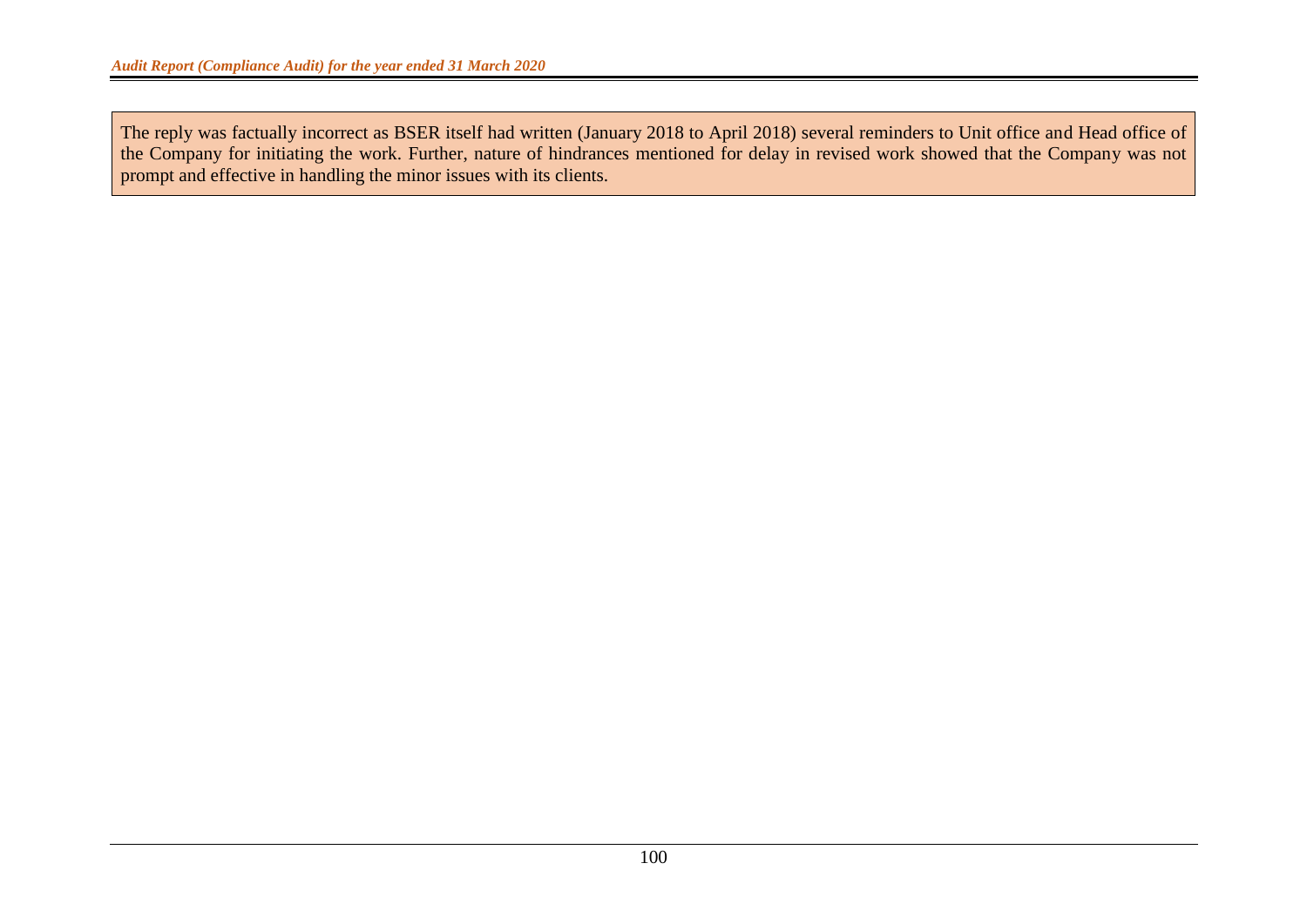The reply was factually incorrect as BSER itself had written (January 2018 to April 2018) several reminders to Unit office and Head office of the Company for initiating the work. Further, nature of hindrances mentioned for delay in revised work showed that the Company was not prompt and effective in handling the minor issues with its clients.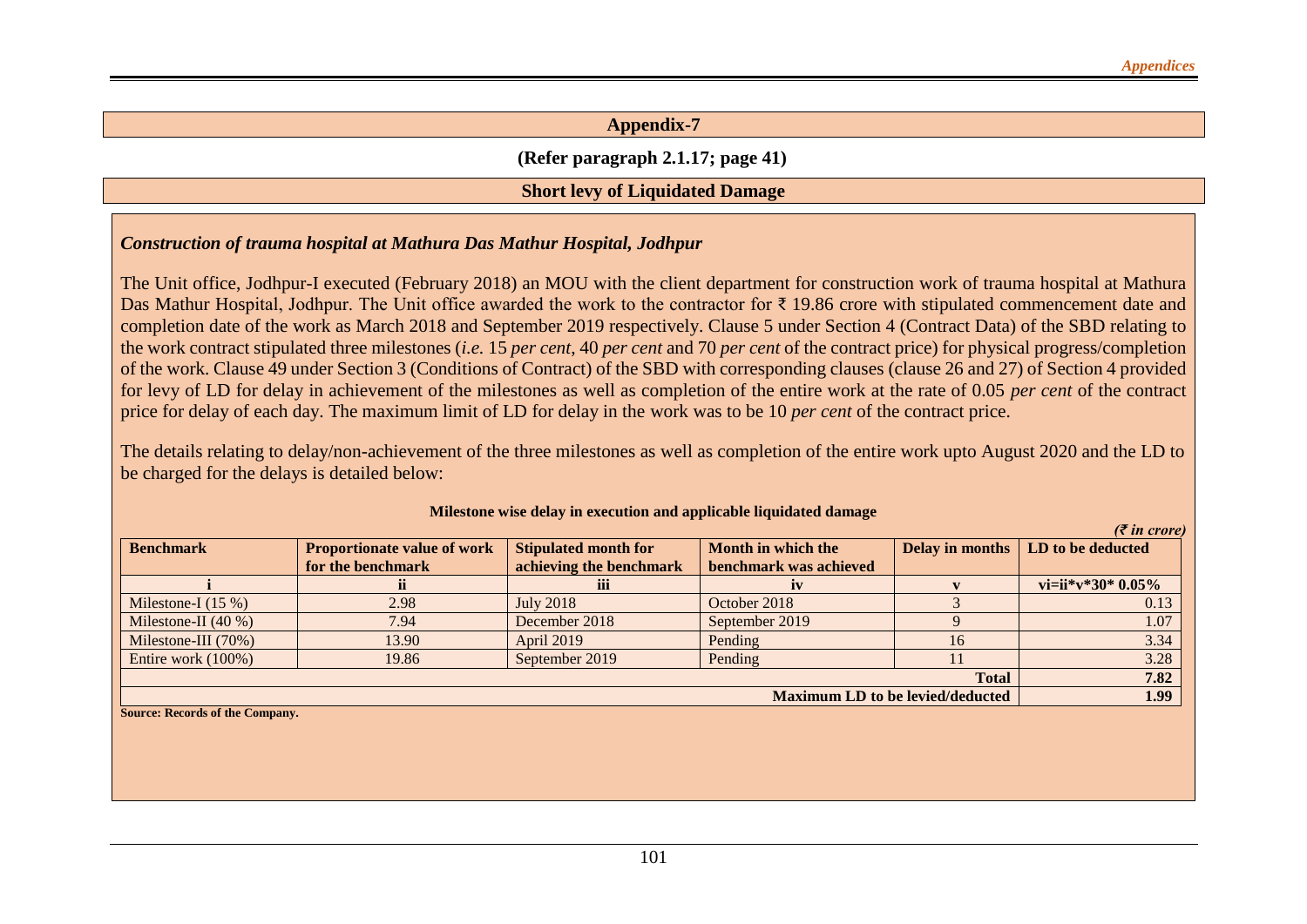## Appendix-7

**(Refer paragraph 2.1.17; page 41)**

**Short levy of Liquidated Damage**

### *Construction of trauma hospital at Mathura Das Mathur Hospital, Jodhpur*

The Unit office, Jodhpur-I executed (February 2018) an MOU with the client department for construction work of trauma hospital at Mathura Das Mathur Hospital, Jodhpur. The Unit office awarded the work to the contractor for ₹ 19.86 crore with stipulated commencement date and completion date of the work as March 2018 and September 2019 respectively. Clause 5 under Section 4 (Contract Data) of the SBD relating to the work contract stipulated three milestones (*i.e.* 15 *per cent*, 40 *per cent* and 70 *per cent* of the contract price) for physical progress/completion of the work. Clause 49 under Section 3 (Conditions of Contract) of the SBD with corresponding clauses (clause 26 and 27) of Section 4 provided for levy of LD for delay in achievement of the milestones as well as completion of the entire work at the rate of 0.05 *per cent* of the contract price for delay of each day. The maximum limit of LD for delay in the work was to be 10 *per cent* of the contract price.

The details relating to delay/non-achievement of the three milestones as well as completion of the entire work upto August 2020 and the LD to be charged for the delays is detailed below:

**Milestone wise delay in execution and applicable liquidated damage**

*(₹ in crore)*

| Benchmark | Proportionate value of work for the benchmark | Stipulated month for achieving the benchmark | Month in which the benchmark was achieved | Delay in months | LD to be deducted |
|---|---|---|---|---|---|
| i | ii | iii | iv | v | vi=ii\*v\*30\* 0.05% |
| Milestone-I (15 %) | 2.98 | July 2018 | October 2018 | 3 | 0.13 |
| Milestone-II (40 %) | 7.94 | December 2018 | September 2019 | 9 | 1.07 |
| Milestone-III (70%) | 13.90 | April 2019 | Pending | 16 | 3.34 |
| Entire work (100%) | 19.86 | September 2019 | Pending | 11 | 3.28 |
| | | | | **Total** | **7.82** |
| | | | | **Maximum LD to be levied/deducted** | **1.99** |

**Source: Records of the Company.**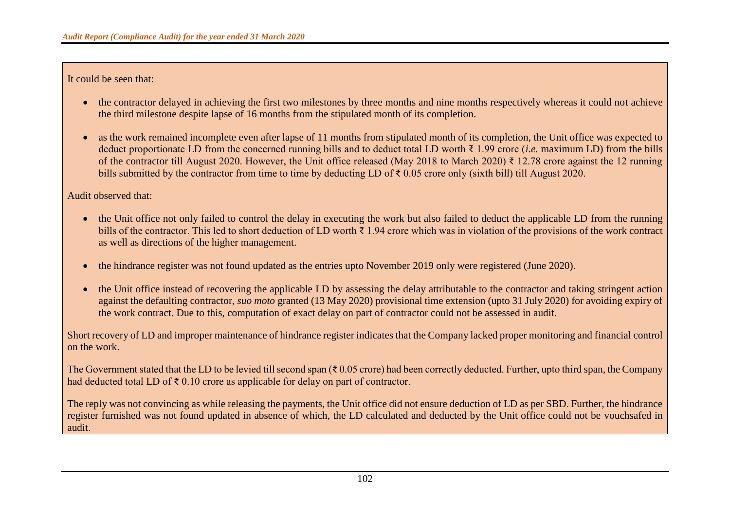It could be seen that:

- the contractor delayed in achieving the first two milestones by three months and nine months respectively whereas it could not achieve the third milestone despite lapse of 16 months from the stipulated month of its completion.
- as the work remained incomplete even after lapse of 11 months from stipulated month of its completion, the Unit office was expected to deduct proportionate LD from the concerned running bills and to deduct total LD worth ₹ 1.99 crore (*i.e.* maximum LD) from the bills of the contractor till August 2020. However, the Unit office released (May 2018 to March 2020) ₹ 12.78 crore against the 12 running bills submitted by the contractor from time to time by deducting LD of ₹ 0.05 crore only (sixth bill) till August 2020.

Audit observed that:

- the Unit office not only failed to control the delay in executing the work but also failed to deduct the applicable LD from the running bills of the contractor. This led to short deduction of LD worth ₹ 1.94 crore which was in violation of the provisions of the work contract as well as directions of the higher management.
- the hindrance register was not found updated as the entries upto November 2019 only were registered (June 2020).
- the Unit office instead of recovering the applicable LD by assessing the delay attributable to the contractor and taking stringent action against the defaulting contractor, *suo moto* granted (13 May 2020) provisional time extension (upto 31 July 2020) for avoiding expiry of the work contract. Due to this, computation of exact delay on part of contractor could not be assessed in audit.

Short recovery of LD and improper maintenance of hindrance register indicates that the Company lacked proper monitoring and financial control on the work.

The Government stated that the LD to be levied till second span (₹ 0.05 crore) had been correctly deducted. Further, upto third span, the Company had deducted total LD of ₹ 0.10 crore as applicable for delay on part of contractor.

The reply was not convincing as while releasing the payments, the Unit office did not ensure deduction of LD as per SBD. Further, the hindrance register furnished was not found updated in absence of which, the LD calculated and deducted by the Unit office could not be vouchsafed in audit.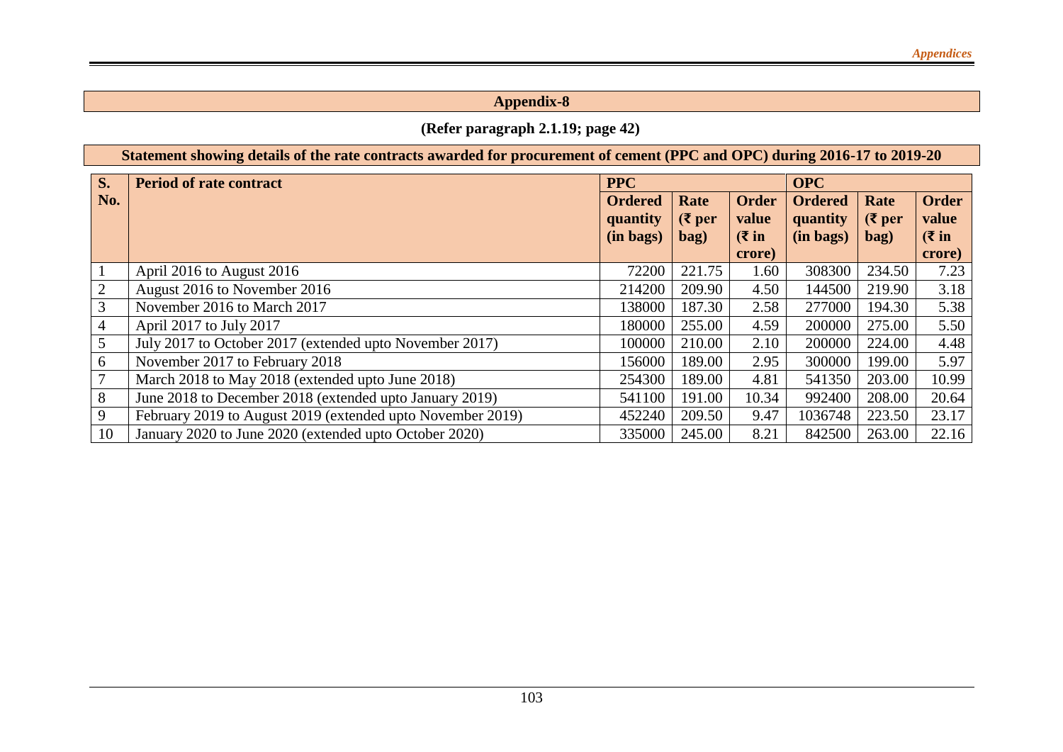## Appendix-8

**(Refer paragraph 2.1.19; page 42)**

### Statement showing details of the rate contracts awarded for procurement of cement (PPC and OPC) during 2016-17 to 2019-20

| S. No. | Period of rate contract | PPC | | | OPC | | |
|---|---|---|---|---|---|---|---|
| | | Ordered quantity (in bags) | Rate (₹ per bag) | Order value (₹ in crore) | Ordered quantity (in bags) | Rate (₹ per bag) | Order value (₹ in crore) |
| 1 | April 2016 to August 2016 | 72200 | 221.75 | 1.60 | 308300 | 234.50 | 7.23 |
| 2 | August 2016 to November 2016 | 214200 | 209.90 | 4.50 | 144500 | 219.90 | 3.18 |
| 3 | November 2016 to March 2017 | 138000 | 187.30 | 2.58 | 277000 | 194.30 | 5.38 |
| 4 | April 2017 to July 2017 | 180000 | 255.00 | 4.59 | 200000 | 275.00 | 5.50 |
| 5 | July 2017 to October 2017 (extended upto November 2017) | 100000 | 210.00 | 2.10 | 200000 | 224.00 | 4.48 |
| 6 | November 2017 to February 2018 | 156000 | 189.00 | 2.95 | 300000 | 199.00 | 5.97 |
| 7 | March 2018 to May 2018 (extended upto June 2018) | 254300 | 189.00 | 4.81 | 541350 | 203.00 | 10.99 |
| 8 | June 2018 to December 2018 (extended upto January 2019) | 541100 | 191.00 | 10.34 | 992400 | 208.00 | 20.64 |
| 9 | February 2019 to August 2019 (extended upto November 2019) | 452240 | 209.50 | 9.47 | 1036748 | 223.50 | 23.17 |
| 10 | January 2020 to June 2020 (extended upto October 2020) | 335000 | 245.00 | 8.21 | 842500 | 263.00 | 22.16 |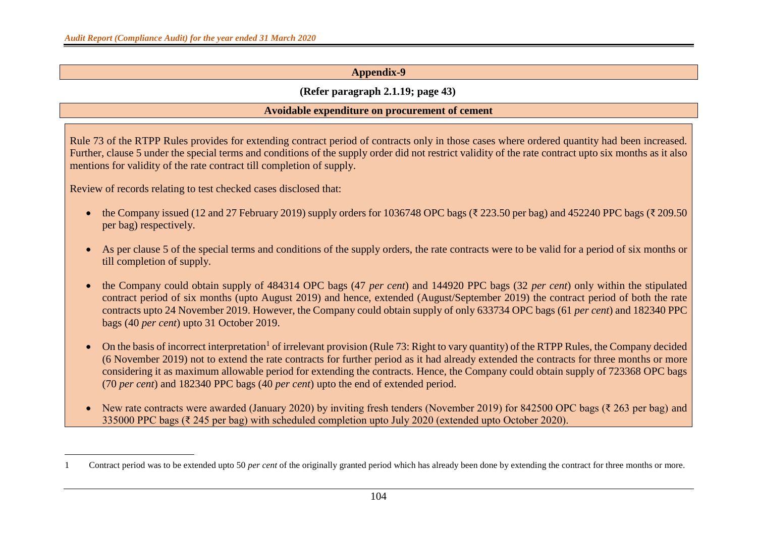## Appendix-9

**(Refer paragraph 2.1.19; page 43)**

**Avoidable expenditure on procurement of cement**

Rule 73 of the RTPP Rules provides for extending contract period of contracts only in those cases where ordered quantity had been increased. Further, clause 5 under the special terms and conditions of the supply order did not restrict validity of the rate contract upto six months as it also mentions for validity of the rate contract till completion of supply.

Review of records relating to test checked cases disclosed that:

- the Company issued (12 and 27 February 2019) supply orders for 1036748 OPC bags (₹ 223.50 per bag) and 452240 PPC bags (₹ 209.50 per bag) respectively.
- As per clause 5 of the special terms and conditions of the supply orders, the rate contracts were to be valid for a period of six months or till completion of supply.
- the Company could obtain supply of 484314 OPC bags (47 *per cent*) and 144920 PPC bags (32 *per cent*) only within the stipulated contract period of six months (upto August 2019) and hence, extended (August/September 2019) the contract period of both the rate contracts upto 24 November 2019. However, the Company could obtain supply of only 633734 OPC bags (61 *per cent*) and 182340 PPC bags (40 *per cent*) upto 31 October 2019.
- On the basis of incorrect interpretation[1] of irrelevant provision (Rule 73: Right to vary quantity) of the RTPP Rules, the Company decided (6 November 2019) not to extend the rate contracts for further period as it had already extended the contracts for three months or more considering it as maximum allowable period for extending the contracts. Hence, the Company could obtain supply of 723368 OPC bags (70 *per cent*) and 182340 PPC bags (40 *per cent*) upto the end of extended period.
- New rate contracts were awarded (January 2020) by inviting fresh tenders (November 2019) for 842500 OPC bags (₹ 263 per bag) and 335000 PPC bags (₹ 245 per bag) with scheduled completion upto July 2020 (extended upto October 2020).

[1] Contract period was to be extended upto 50 *per cent* of the originally granted period which has already been done by extending the contract for three months or more.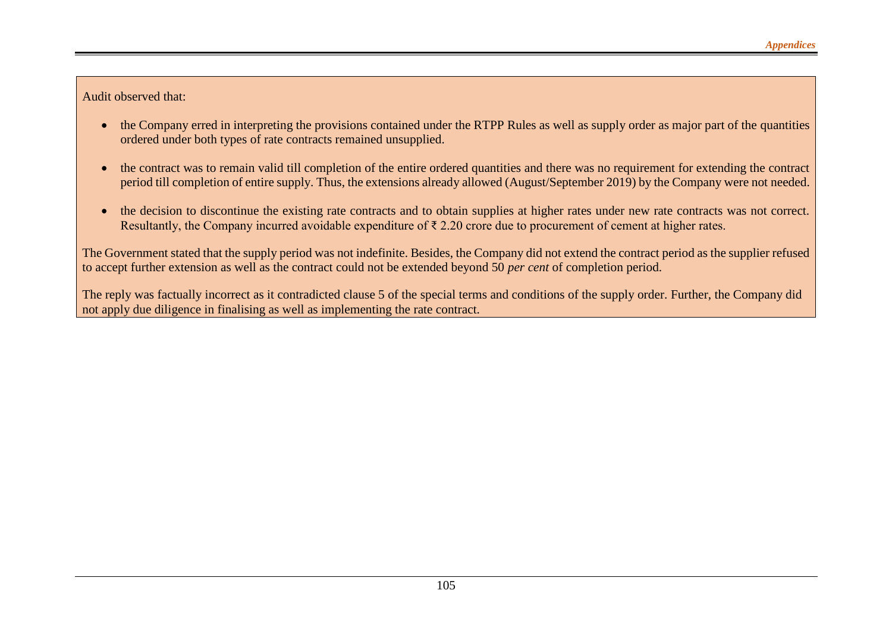Audit observed that:

- the Company erred in interpreting the provisions contained under the RTPP Rules as well as supply order as major part of the quantities ordered under both types of rate contracts remained unsupplied.
- the contract was to remain valid till completion of the entire ordered quantities and there was no requirement for extending the contract period till completion of entire supply. Thus, the extensions already allowed (August/September 2019) by the Company were not needed.
- the decision to discontinue the existing rate contracts and to obtain supplies at higher rates under new rate contracts was not correct. Resultantly, the Company incurred avoidable expenditure of ₹ 2.20 crore due to procurement of cement at higher rates.

The Government stated that the supply period was not indefinite. Besides, the Company did not extend the contract period as the supplier refused to accept further extension as well as the contract could not be extended beyond 50 *per cent* of completion period.

The reply was factually incorrect as it contradicted clause 5 of the special terms and conditions of the supply order. Further, the Company did not apply due diligence in finalising as well as implementing the rate contract.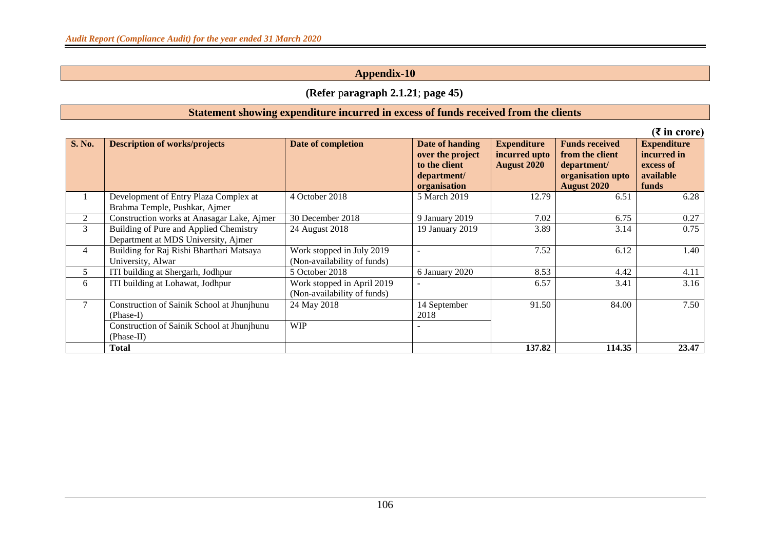## Appendix-10

**(Refer paragraph 2.1.21; page 45)**

### Statement showing expenditure incurred in excess of funds received from the clients

**(₹ in crore)**

| S. No. | Description of works/projects | Date of completion | Date of handing over the project to the client department/ organisation | Expenditure incurred upto August 2020 | Funds received from the client department/ organisation upto August 2020 | Expenditure incurred in excess of available funds |
|---|---|---|---|---|---|---|
| 1 | Development of Entry Plaza Complex at Brahma Temple, Pushkar, Ajmer | 4 October 2018 | 5 March 2019 | 12.79 | 6.51 | 6.28 |
| 2 | Construction works at Anasagar Lake, Ajmer | 30 December 2018 | 9 January 2019 | 7.02 | 6.75 | 0.27 |
| 3 | Building of Pure and Applied Chemistry Department at MDS University, Ajmer | 24 August 2018 | 19 January 2019 | 3.89 | 3.14 | 0.75 |
| 4 | Building for Raj Rishi Bharthari Matsaya University, Alwar | Work stopped in July 2019 (Non-availability of funds) | - | 7.52 | 6.12 | 1.40 |
| 5 | ITI building at Shergarh, Jodhpur | 5 October 2018 | 6 January 2020 | 8.53 | 4.42 | 4.11 |
| 6 | ITI building at Lohawat, Jodhpur | Work stopped in April 2019 (Non-availability of funds) | - | 6.57 | 3.41 | 3.16 |
| 7 | Construction of Sainik School at Jhunjhunu (Phase-I) | 24 May 2018 | 14 September 2018 | 91.50 | 84.00 | 7.50 |
| | Construction of Sainik School at Jhunjhunu (Phase-II) | WIP | - | | | |
| | **Total** | | | **137.82** | **114.35** | **23.47** |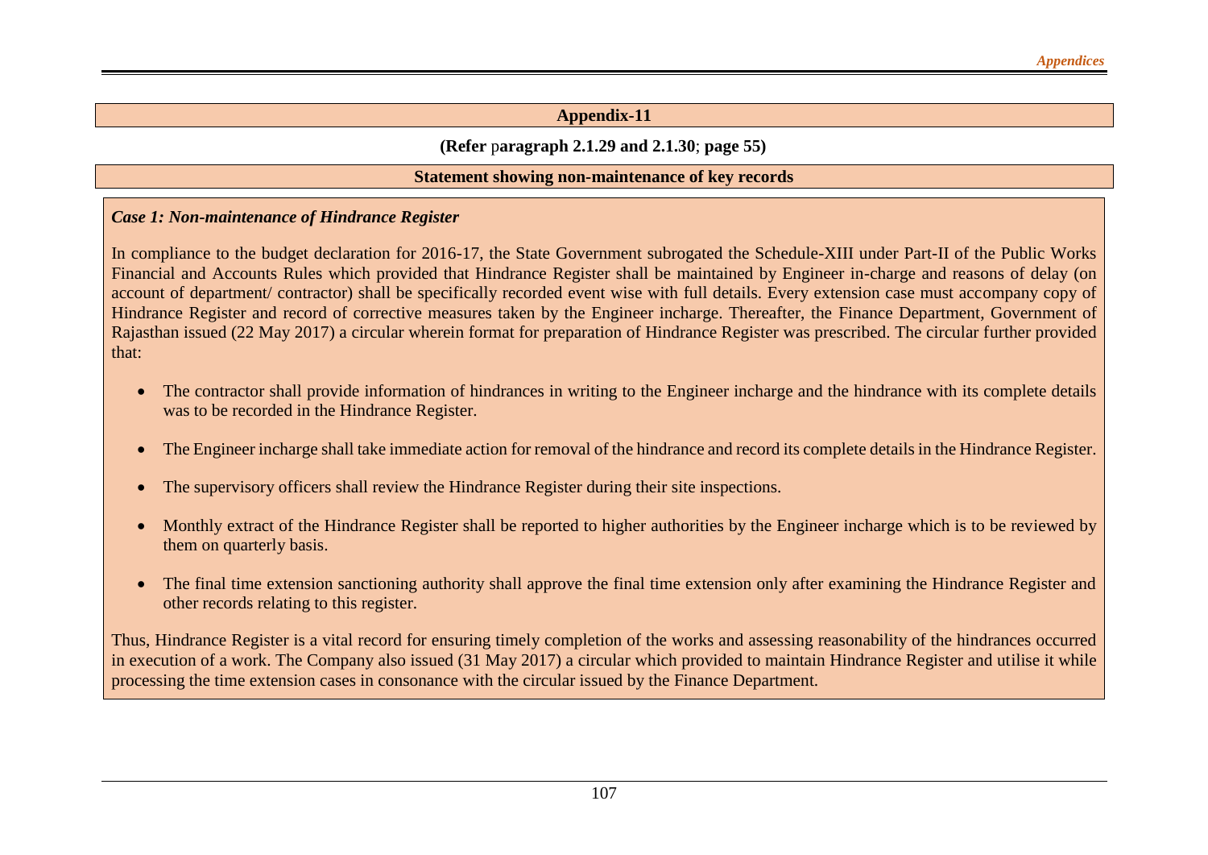## Appendix-11

**(Refer paragraph 2.1.29 and 2.1.30; page 55)**

**Statement showing non-maintenance of key records**

***Case 1: Non-maintenance of Hindrance Register***

In compliance to the budget declaration for 2016-17, the State Government subrogated the Schedule-XIII under Part-II of the Public Works Financial and Accounts Rules which provided that Hindrance Register shall be maintained by Engineer in-charge and reasons of delay (on account of department/ contractor) shall be specifically recorded event wise with full details. Every extension case must accompany copy of Hindrance Register and record of corrective measures taken by the Engineer incharge. Thereafter, the Finance Department, Government of Rajasthan issued (22 May 2017) a circular wherein format for preparation of Hindrance Register was prescribed. The circular further provided that:

- The contractor shall provide information of hindrances in writing to the Engineer incharge and the hindrance with its complete details was to be recorded in the Hindrance Register.
- The Engineer incharge shall take immediate action for removal of the hindrance and record its complete details in the Hindrance Register.
- The supervisory officers shall review the Hindrance Register during their site inspections.
- Monthly extract of the Hindrance Register shall be reported to higher authorities by the Engineer incharge which is to be reviewed by them on quarterly basis.
- The final time extension sanctioning authority shall approve the final time extension only after examining the Hindrance Register and other records relating to this register.

Thus, Hindrance Register is a vital record for ensuring timely completion of the works and assessing reasonability of the hindrances occurred in execution of a work. The Company also issued (31 May 2017) a circular which provided to maintain Hindrance Register and utilise it while processing the time extension cases in consonance with the circular issued by the Finance Department.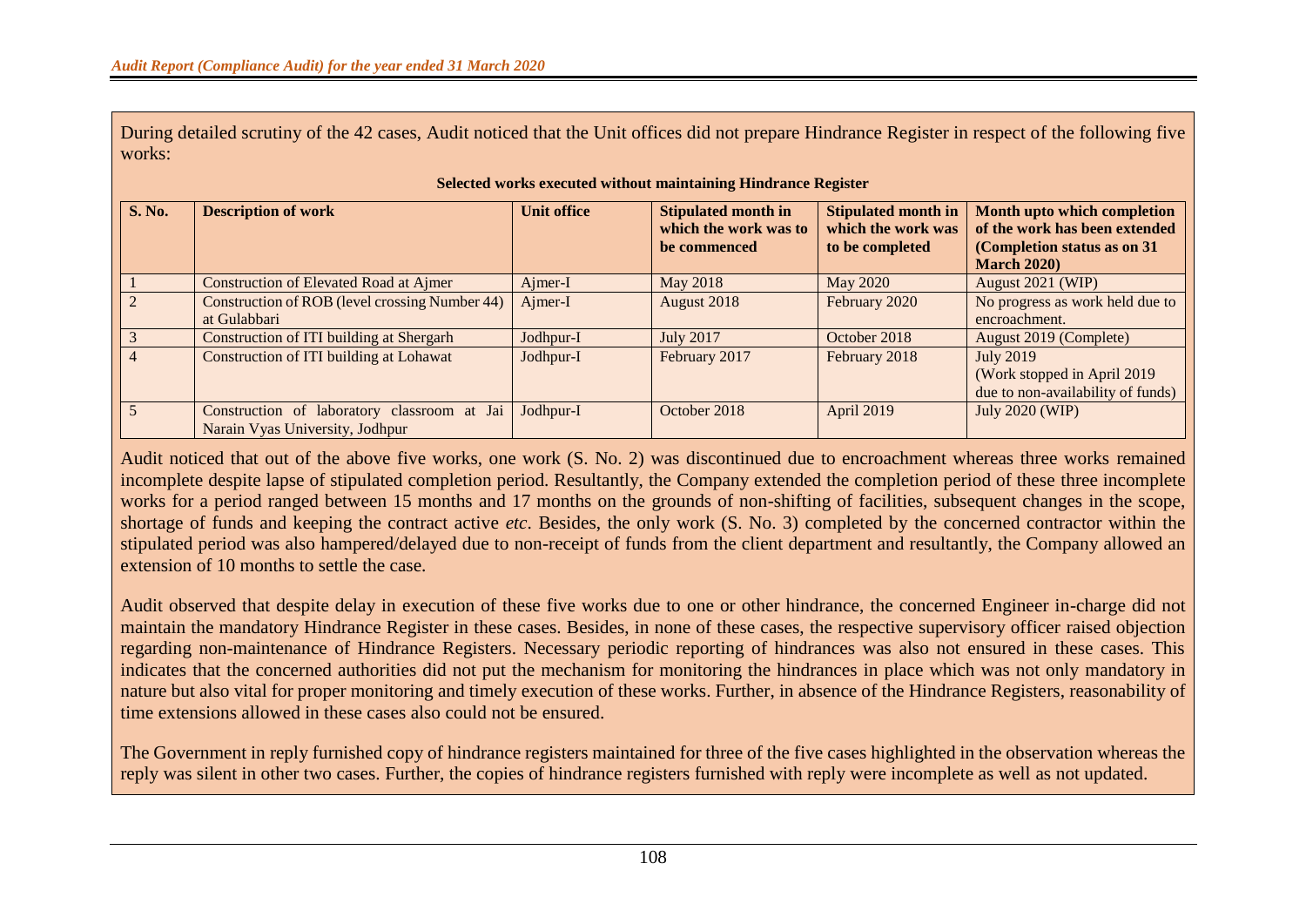During detailed scrutiny of the 42 cases, Audit noticed that the Unit offices did not prepare Hindrance Register in respect of the following five works:

**Selected works executed without maintaining Hindrance Register**

| S. No. | Description of work | Unit office | Stipulated month in which the work was to be commenced | Stipulated month in which the work was to be completed | Month upto which completion of the work has been extended (Completion status as on 31 March 2020) |
|---|---|---|---|---|---|
| 1 | Construction of Elevated Road at Ajmer | Ajmer-I | May 2018 | May 2020 | August 2021 (WIP) |
| 2 | Construction of ROB (level crossing Number 44) at Gulabbari | Ajmer-I | August 2018 | February 2020 | No progress as work held due to encroachment. |
| 3 | Construction of ITI building at Shergarh | Jodhpur-I | July 2017 | October 2018 | August 2019 (Complete) |
| 4 | Construction of ITI building at Lohawat | Jodhpur-I | February 2017 | February 2018 | July 2019 (Work stopped in April 2019 due to non-availability of funds) |
| 5 | Construction of laboratory classroom at Jai Narain Vyas University, Jodhpur | Jodhpur-I | October 2018 | April 2019 | July 2020 (WIP) |

Audit noticed that out of the above five works, one work (S. No. 2) was discontinued due to encroachment whereas three works remained incomplete despite lapse of stipulated completion period. Resultantly, the Company extended the completion period of these three incomplete works for a period ranged between 15 months and 17 months on the grounds of non-shifting of facilities, subsequent changes in the scope, shortage of funds and keeping the contract active *etc*. Besides, the only work (S. No. 3) completed by the concerned contractor within the stipulated period was also hampered/delayed due to non-receipt of funds from the client department and resultantly, the Company allowed an extension of 10 months to settle the case.

Audit observed that despite delay in execution of these five works due to one or other hindrance, the concerned Engineer in-charge did not maintain the mandatory Hindrance Register in these cases. Besides, in none of these cases, the respective supervisory officer raised objection regarding non-maintenance of Hindrance Registers. Necessary periodic reporting of hindrances was also not ensured in these cases. This indicates that the concerned authorities did not put the mechanism for monitoring the hindrances in place which was not only mandatory in nature but also vital for proper monitoring and timely execution of these works. Further, in absence of the Hindrance Registers, reasonability of time extensions allowed in these cases also could not be ensured.

The Government in reply furnished copy of hindrance registers maintained for three of the five cases highlighted in the observation whereas the reply was silent in other two cases. Further, the copies of hindrance registers furnished with reply were incomplete as well as not updated.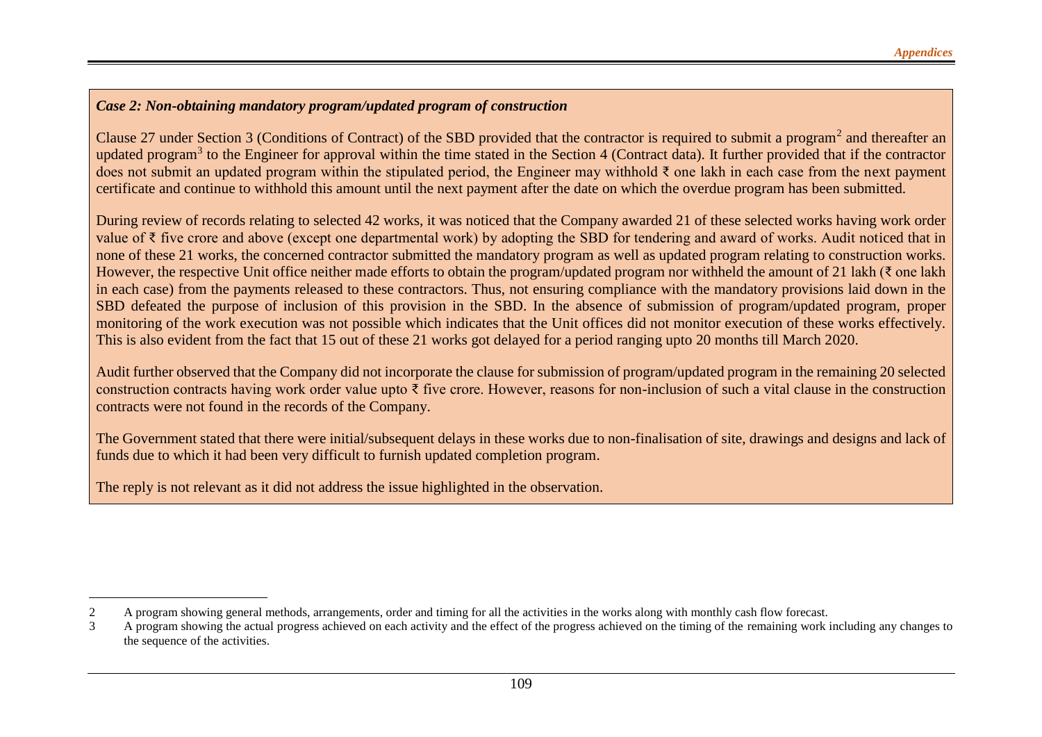***Case 2: Non-obtaining mandatory program/updated program of construction***

Clause 27 under Section 3 (Conditions of Contract) of the SBD provided that the contractor is required to submit a program[2] and thereafter an updated program[3] to the Engineer for approval within the time stated in the Section 4 (Contract data). It further provided that if the contractor does not submit an updated program within the stipulated period, the Engineer may withhold ₹ one lakh in each case from the next payment certificate and continue to withhold this amount until the next payment after the date on which the overdue program has been submitted.

During review of records relating to selected 42 works, it was noticed that the Company awarded 21 of these selected works having work order value of ₹ five crore and above (except one departmental work) by adopting the SBD for tendering and award of works. Audit noticed that in none of these 21 works, the concerned contractor submitted the mandatory program as well as updated program relating to construction works. However, the respective Unit office neither made efforts to obtain the program/updated program nor withheld the amount of 21 lakh (₹ one lakh in each case) from the payments released to these contractors. Thus, not ensuring compliance with the mandatory provisions laid down in the SBD defeated the purpose of inclusion of this provision in the SBD. In the absence of submission of program/updated program, proper monitoring of the work execution was not possible which indicates that the Unit offices did not monitor execution of these works effectively. This is also evident from the fact that 15 out of these 21 works got delayed for a period ranging upto 20 months till March 2020.

Audit further observed that the Company did not incorporate the clause for submission of program/updated program in the remaining 20 selected construction contracts having work order value upto ₹ five crore. However, reasons for non-inclusion of such a vital clause in the construction contracts were not found in the records of the Company.

The Government stated that there were initial/subsequent delays in these works due to non-finalisation of site, drawings and designs and lack of funds due to which it had been very difficult to furnish updated completion program.

The reply is not relevant as it did not address the issue highlighted in the observation.

---

2 A program showing general methods, arrangements, order and timing for all the activities in the works along with monthly cash flow forecast.

3 A program showing the actual progress achieved on each activity and the effect of the progress achieved on the timing of the remaining work including any changes to the sequence of the activities.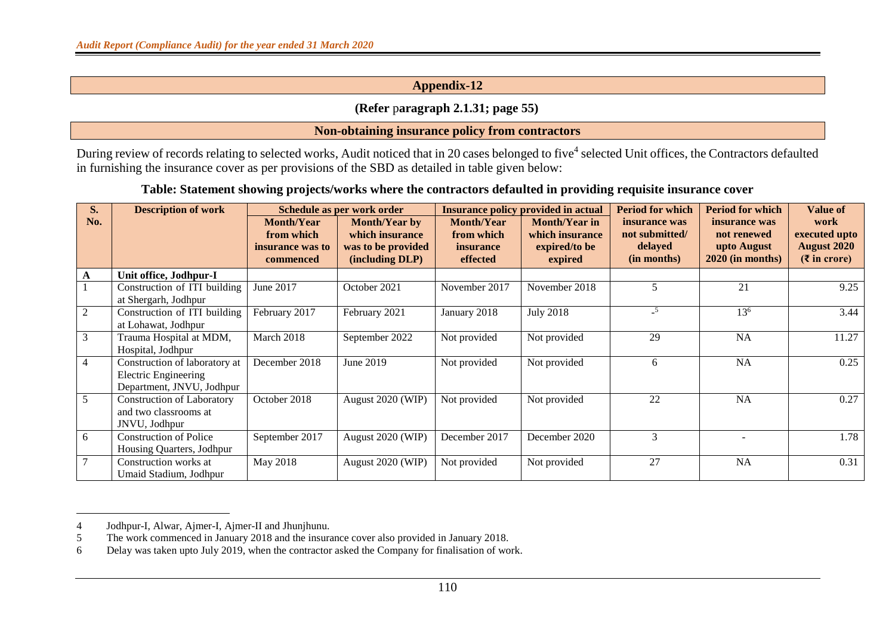## Appendix-12

**(Refer paragraph 2.1.31; page 55)**

**Non-obtaining insurance policy from contractors**

During review of records relating to selected works, Audit noticed that in 20 cases belonged to five[4] selected Unit offices, the Contractors defaulted in furnishing the insurance cover as per provisions of the SBD as detailed in table given below:

**Table: Statement showing projects/works where the contractors defaulted in providing requisite insurance cover**

| S. No. | Description of work | Schedule as per work order | | Insurance policy provided in actual | | Period for which insurance was not submitted/ delayed (in months) | Period for which insurance was not renewed upto August 2020 (in months) | Value of work executed upto August 2020 (₹ in crore) |
|---|---|---|---|---|---|---|---|---|
| | | Month/Year from which insurance was to commenced | Month/Year by which insurance was to be provided (including DLP) | Month/Year from which insurance effected | Month/Year in which insurance expired/to be expired | | | |
| **A** | **Unit office, Jodhpur-I** | | | | | | | |
| 1 | Construction of ITI building at Shergarh, Jodhpur | June 2017 | October 2021 | November 2017 | November 2018 | 5 | 21 | 9.25 |
| 2 | Construction of ITI building at Lohawat, Jodhpur | February 2017 | February 2021 | January 2018 | July 2018 | -[5] | 13[6] | 3.44 |
| 3 | Trauma Hospital at MDM, Hospital, Jodhpur | March 2018 | September 2022 | Not provided | Not provided | 29 | NA | 11.27 |
| 4 | Construction of laboratory at Electric Engineering Department, JNVU, Jodhpur | December 2018 | June 2019 | Not provided | Not provided | 6 | NA | 0.25 |
| 5 | Construction of Laboratory and two classrooms at JNVU, Jodhpur | October 2018 | August 2020 (WIP) | Not provided | Not provided | 22 | NA | 0.27 |
| 6 | Construction of Police Housing Quarters, Jodhpur | September 2017 | August 2020 (WIP) | December 2017 | December 2020 | 3 | - | 1.78 |
| 7 | Construction works at Umaid Stadium, Jodhpur | May 2018 | August 2020 (WIP) | Not provided | Not provided | 27 | NA | 0.31 |

4 Jodhpur-I, Alwar, Ajmer-I, Ajmer-II and Jhunjhunu.
5 The work commenced in January 2018 and the insurance cover also provided in January 2018.
6 Delay was taken upto July 2019, when the contractor asked the Company for finalisation of work.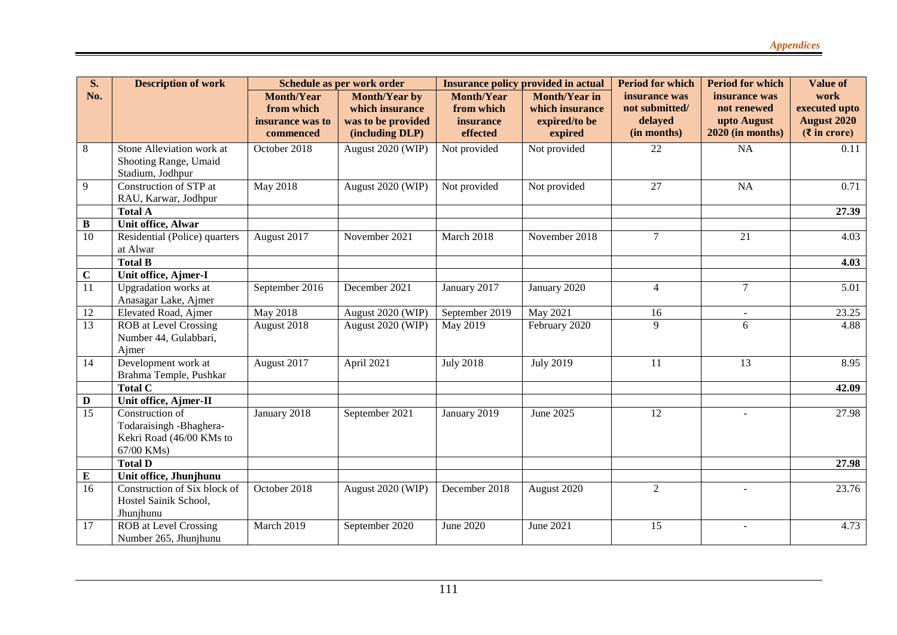| S. No. | Description of work | Schedule as per work order | | Insurance policy provided in actual | | Period for which insurance was not submitted/ delayed (in months) | Period for which insurance was not renewed upto August 2020 (in months) | Value of work executed upto August 2020 (₹ in crore) |
|---|---|---|---|---|---|---|---|---|
| | | Month/Year from which insurance was to commenced | Month/Year by which insurance was to be provided (including DLP) | Month/Year from which insurance effected | Month/Year in which insurance expired/to be expired | | | |
| 8 | Stone Alleviation work at Shooting Range, Umaid Stadium, Jodhpur | October 2018 | August 2020 (WIP) | Not provided | Not provided | 22 | NA | 0.11 |
| 9 | Construction of STP at RAU, Karwar, Jodhpur | May 2018 | August 2020 (WIP) | Not provided | Not provided | 27 | NA | 0.71 |
| | **Total A** | | | | | | | **27.39** |
| **B** | **Unit office, Alwar** | | | | | | | |
| 10 | Residential (Police) quarters at Alwar | August 2017 | November 2021 | March 2018 | November 2018 | 7 | 21 | 4.03 |
| | **Total B** | | | | | | | **4.03** |
| **C** | **Unit office, Ajmer-I** | | | | | | | |
| 11 | Upgradation works at Anasagar Lake, Ajmer | September 2016 | December 2021 | January 2017 | January 2020 | 4 | 7 | 5.01 |
| 12 | Elevated Road, Ajmer | May 2018 | August 2020 (WIP) | September 2019 | May 2021 | 16 | - | 23.25 |
| 13 | ROB at Level Crossing Number 44, Gulabbari, Ajmer | August 2018 | August 2020 (WIP) | May 2019 | February 2020 | 9 | 6 | 4.88 |
| 14 | Development work at Brahma Temple, Pushkar | August 2017 | April 2021 | July 2018 | July 2019 | 11 | 13 | 8.95 |
| | **Total C** | | | | | | | **42.09** |
| **D** | **Unit office, Ajmer-II** | | | | | | | |
| 15 | Construction of Todaraisingh -Bhaghera-Kekri Road (46/00 KMs to 67/00 KMs) | January 2018 | September 2021 | January 2019 | June 2025 | 12 | - | 27.98 |
| | **Total D** | | | | | | | **27.98** |
| **E** | **Unit office, Jhunjhunu** | | | | | | | |
| 16 | Construction of Six block of Hostel Sainik School, Jhunjhunu | October 2018 | August 2020 (WIP) | December 2018 | August 2020 | 2 | - | 23.76 |
| 17 | ROB at Level Crossing Number 265, Jhunjhunu | March 2019 | September 2020 | June 2020 | June 2021 | 15 | - | 4.73 |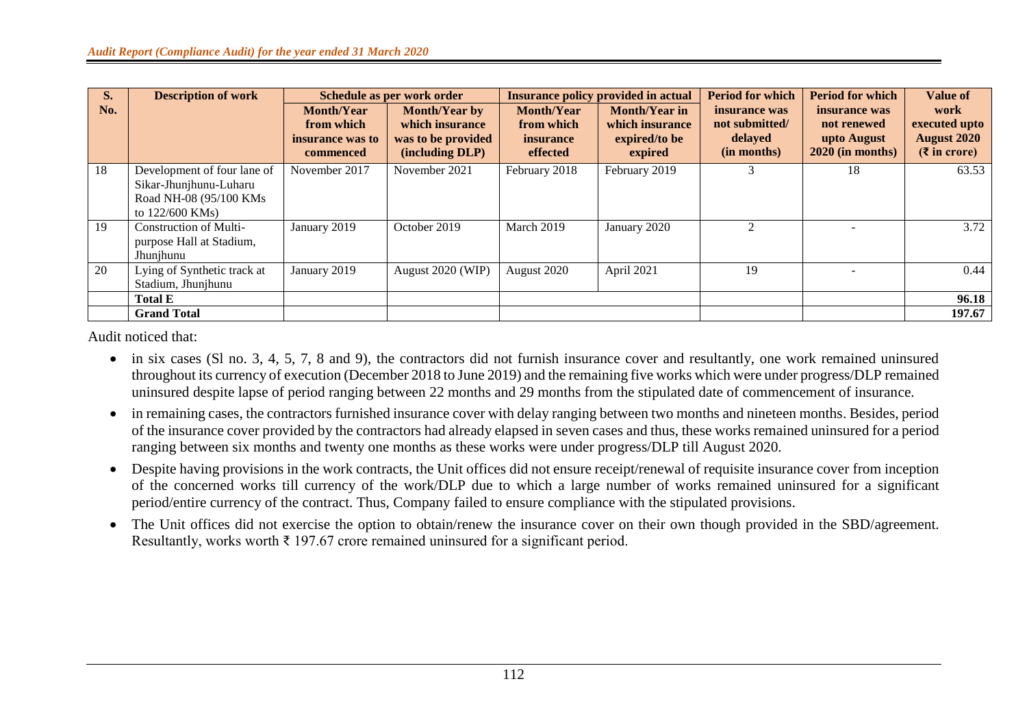| S. No. | Description of work | Schedule as per work order | | Insurance policy provided in actual | | Period for which insurance was not submitted/ delayed (in months) | Period for which insurance was not renewed upto August 2020 (in months) | Value of work executed upto August 2020 (₹ in crore) |
|---|---|---|---|---|---|---|---|---|
| | | Month/Year from which insurance was to commenced | Month/Year by which insurance was to be provided (including DLP) | Month/Year from which insurance effected | Month/Year in which insurance expired/to be expired | | | |
| 18 | Development of four lane of Sikar-Jhunjhunu-Luharu Road NH-08 (95/100 KMs to 122/600 KMs) | November 2017 | November 2021 | February 2018 | February 2019 | 3 | 18 | 63.53 |
| 19 | Construction of Multi-purpose Hall at Stadium, Jhunjhunu | January 2019 | October 2019 | March 2019 | January 2020 | 2 | - | 3.72 |
| 20 | Lying of Synthetic track at Stadium, Jhunjhunu | January 2019 | August 2020 (WIP) | August 2020 | April 2021 | 19 | - | 0.44 |
| | **Total E** | | | | | | | **96.18** |
| | **Grand Total** | | | | | | | **197.67** |

Audit noticed that:

- in six cases (Sl no. 3, 4, 5, 7, 8 and 9), the contractors did not furnish insurance cover and resultantly, one work remained uninsured throughout its currency of execution (December 2018 to June 2019) and the remaining five works which were under progress/DLP remained uninsured despite lapse of period ranging between 22 months and 29 months from the stipulated date of commencement of insurance.
- in remaining cases, the contractors furnished insurance cover with delay ranging between two months and nineteen months. Besides, period of the insurance cover provided by the contractors had already elapsed in seven cases and thus, these works remained uninsured for a period ranging between six months and twenty one months as these works were under progress/DLP till August 2020.
- Despite having provisions in the work contracts, the Unit offices did not ensure receipt/renewal of requisite insurance cover from inception of the concerned works till currency of the work/DLP due to which a large number of works remained uninsured for a significant period/entire currency of the contract. Thus, Company failed to ensure compliance with the stipulated provisions.
- The Unit offices did not exercise the option to obtain/renew the insurance cover on their own though provided in the SBD/agreement. Resultantly, works worth ₹ 197.67 crore remained uninsured for a significant period.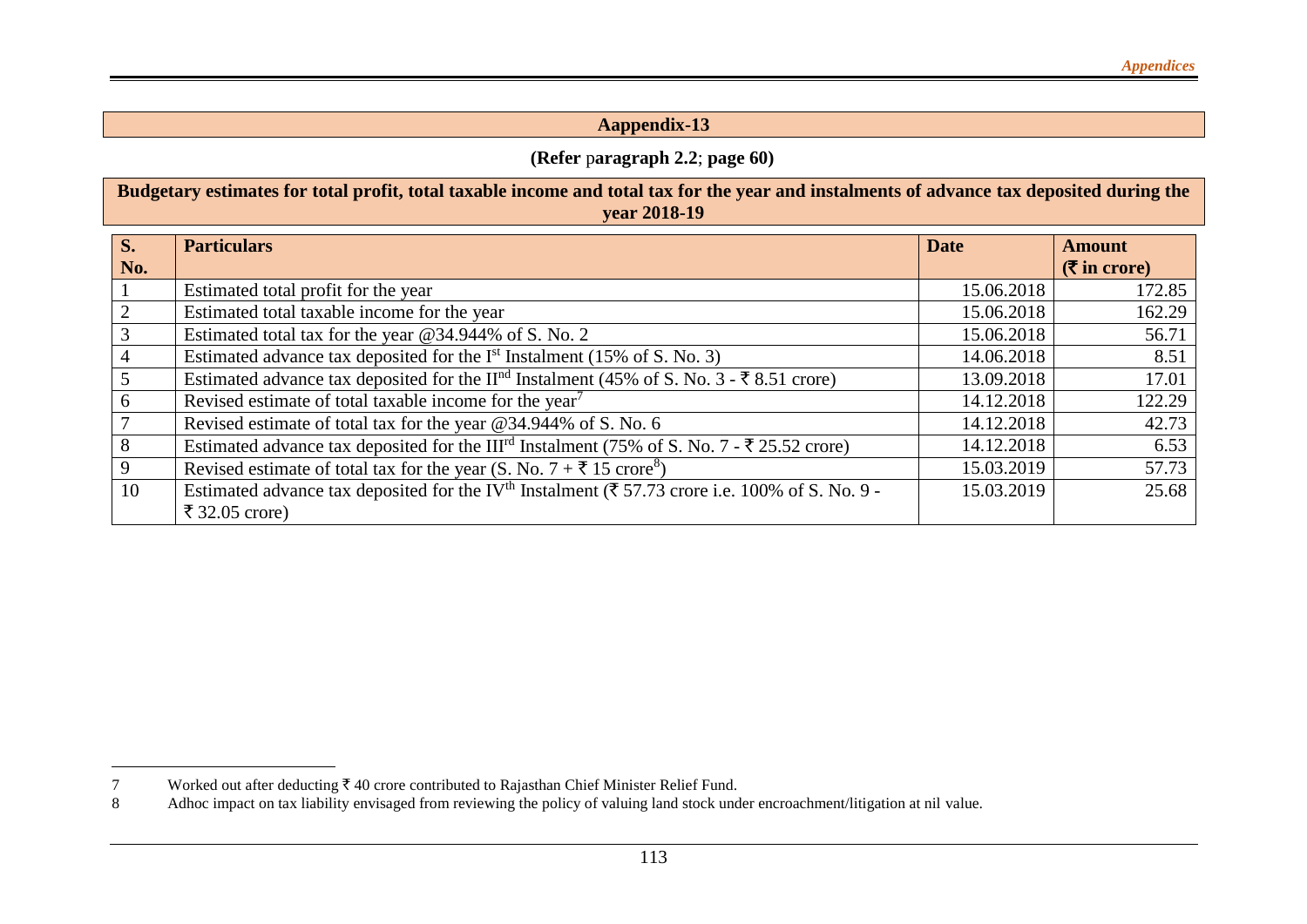## Aappendix-13

**(Refer paragraph 2.2; page 60)**

**Budgetary estimates for total profit, total taxable income and total tax for the year and instalments of advance tax deposited during the year 2018-19**

| S. No. | Particulars | Date | Amount (₹ in crore) |
|---|---|---|---|
| 1 | Estimated total profit for the year | 15.06.2018 | 172.85 |
| 2 | Estimated total taxable income for the year | 15.06.2018 | 162.29 |
| 3 | Estimated total tax for the year @34.944% of S. No. 2 | 15.06.2018 | 56.71 |
| 4 | Estimated advance tax deposited for the Ist Instalment (15% of S. No. 3) | 14.06.2018 | 8.51 |
| 5 | Estimated advance tax deposited for the IInd Instalment (45% of S. No. 3 - ₹ 8.51 crore) | 13.09.2018 | 17.01 |
| 6 | Revised estimate of total taxable income for the year[7] | 14.12.2018 | 122.29 |
| 7 | Revised estimate of total tax for the year @34.944% of S. No. 6 | 14.12.2018 | 42.73 |
| 8 | Estimated advance tax deposited for the IIIrd Instalment (75% of S. No. 7 - ₹ 25.52 crore) | 14.12.2018 | 6.53 |
| 9 | Revised estimate of total tax for the year (S. No. 7 + ₹ 15 crore[8]) | 15.03.2019 | 57.73 |
| 10 | Estimated advance tax deposited for the IVth Instalment (₹ 57.73 crore i.e. 100% of S. No. 9 - ₹ 32.05 crore) | 15.03.2019 | 25.68 |

7 Worked out after deducting ₹ 40 crore contributed to Rajasthan Chief Minister Relief Fund.

8 Adhoc impact on tax liability envisaged from reviewing the policy of valuing land stock under encroachment/litigation at nil value.